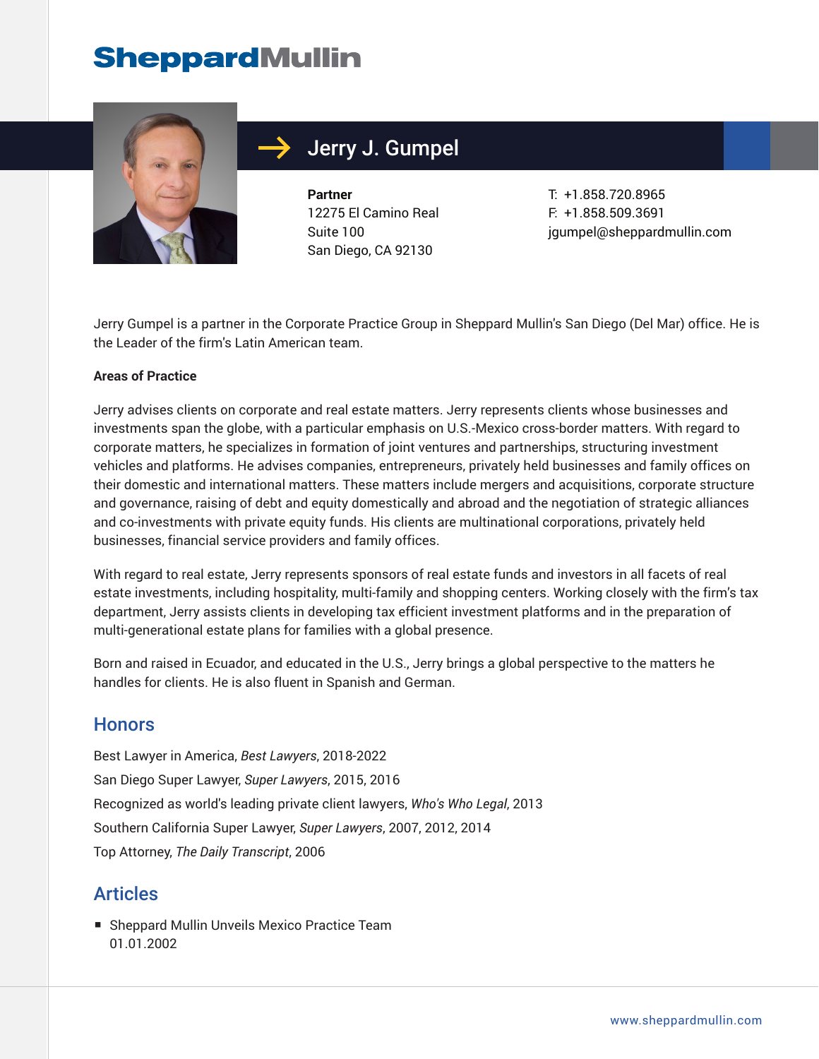# SheppardMullin

## Jerry J. Gumpel

**Partner**
12275 El Camino Real
Suite 100
San Diego, CA 92130

T: +1.858.720.8965
F: +1.858.509.3691
jgumpel@sheppardmullin.com

Jerry Gumpel is a partner in the Corporate Practice Group in Sheppard Mullin's San Diego (Del Mar) office. He is the Leader of the firm's Latin American team.

**Areas of Practice**

Jerry advises clients on corporate and real estate matters. Jerry represents clients whose businesses and investments span the globe, with a particular emphasis on U.S.-Mexico cross-border matters. With regard to corporate matters, he specializes in formation of joint ventures and partnerships, structuring investment vehicles and platforms. He advises companies, entrepreneurs, privately held businesses and family offices on their domestic and international matters. These matters include mergers and acquisitions, corporate structure and governance, raising of debt and equity domestically and abroad and the negotiation of strategic alliances and co-investments with private equity funds. His clients are multinational corporations, privately held businesses, financial service providers and family offices.

With regard to real estate, Jerry represents sponsors of real estate funds and investors in all facets of real estate investments, including hospitality, multi-family and shopping centers. Working closely with the firm's tax department, Jerry assists clients in developing tax efficient investment platforms and in the preparation of multi-generational estate plans for families with a global presence.

Born and raised in Ecuador, and educated in the U.S., Jerry brings a global perspective to the matters he handles for clients. He is also fluent in Spanish and German.

## Honors

Best Lawyer in America, *Best Lawyers*, 2018-2022

San Diego Super Lawyer, *Super Lawyers*, 2015, 2016

Recognized as world's leading private client lawyers, *Who's Who Legal*, 2013

Southern California Super Lawyer, *Super Lawyers*, 2007, 2012, 2014

Top Attorney, *The Daily Transcript*, 2006

## Articles

- Sheppard Mullin Unveils Mexico Practice Team
  01.01.2002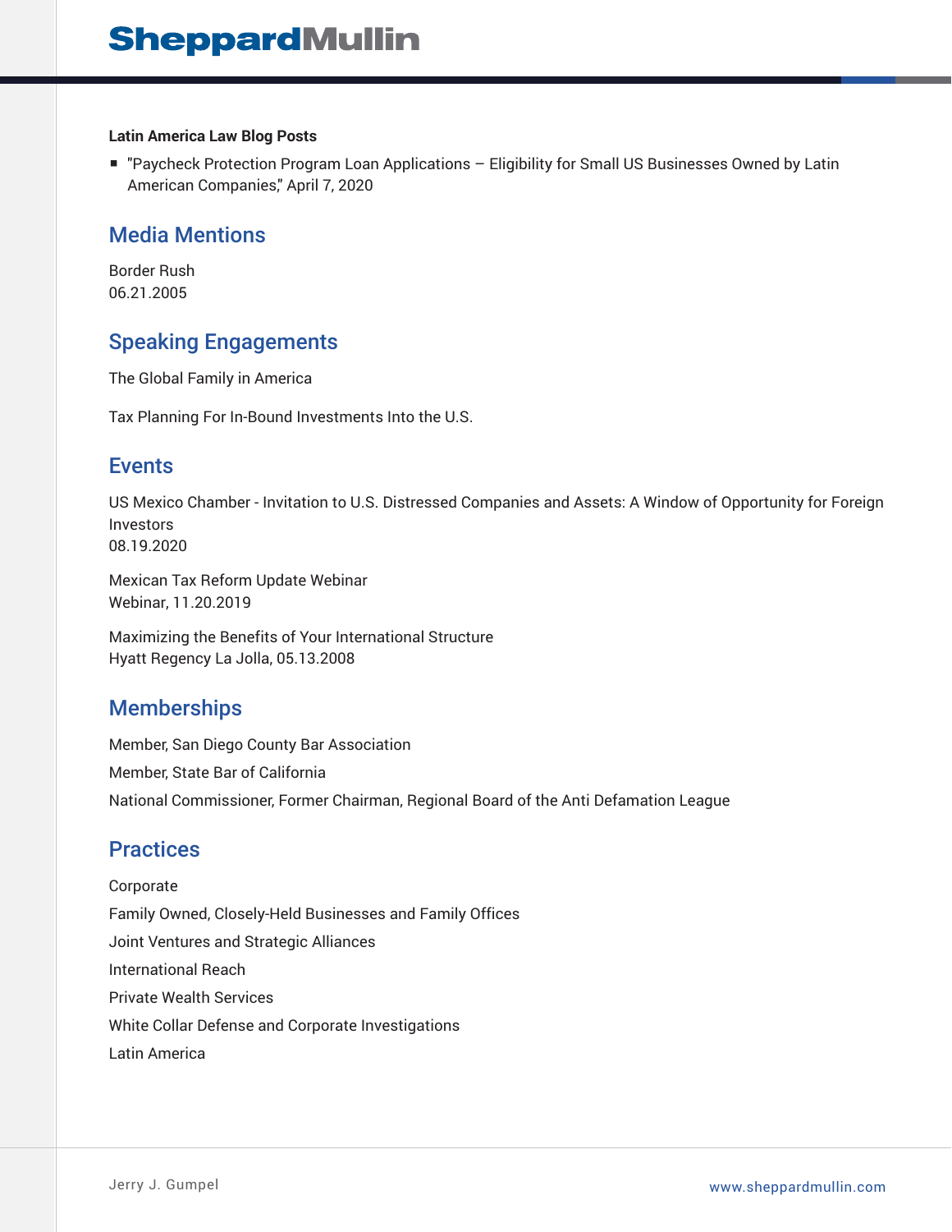**Latin America Law Blog Posts**

- "Paycheck Protection Program Loan Applications – Eligibility for Small US Businesses Owned by Latin American Companies," April 7, 2020

## Media Mentions

Border Rush
06.21.2005

## Speaking Engagements

The Global Family in America

Tax Planning For In-Bound Investments Into the U.S.

## Events

US Mexico Chamber - Invitation to U.S. Distressed Companies and Assets: A Window of Opportunity for Foreign Investors
08.19.2020

Mexican Tax Reform Update Webinar
Webinar, 11.20.2019

Maximizing the Benefits of Your International Structure
Hyatt Regency La Jolla, 05.13.2008

## Memberships

Member, San Diego County Bar Association

Member, State Bar of California

National Commissioner, Former Chairman, Regional Board of the Anti Defamation League

## Practices

Corporate

Family Owned, Closely-Held Businesses and Family Offices

Joint Ventures and Strategic Alliances

International Reach

Private Wealth Services

White Collar Defense and Corporate Investigations

Latin America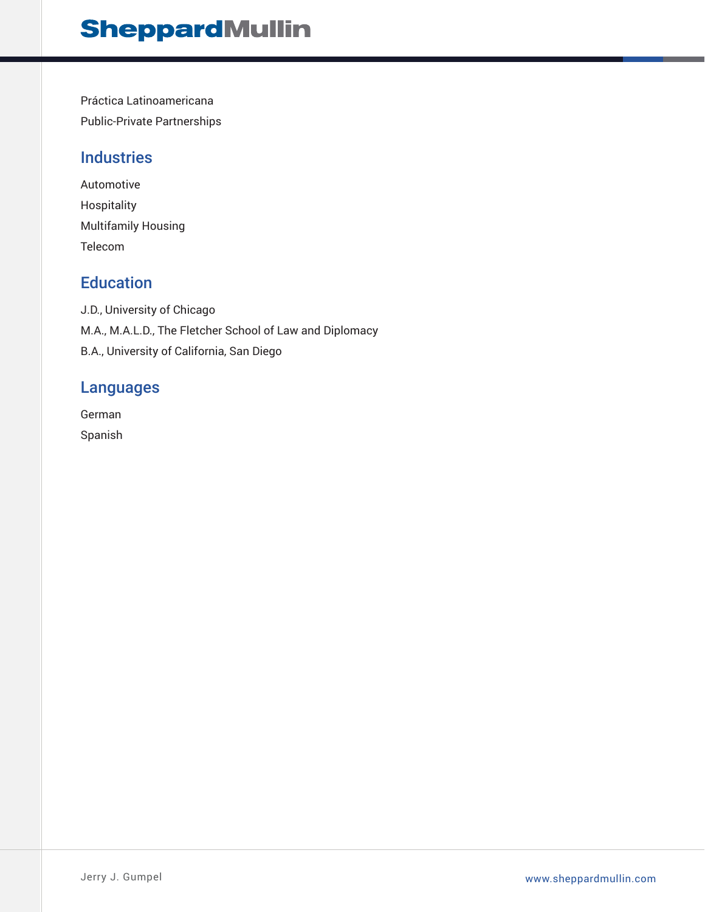Práctica Latinoamericana

Public-Private Partnerships

## Industries

Automotive

Hospitality

Multifamily Housing

Telecom

## Education

J.D., University of Chicago

M.A., M.A.L.D., The Fletcher School of Law and Diplomacy

B.A., University of California, San Diego

## Languages

German

Spanish